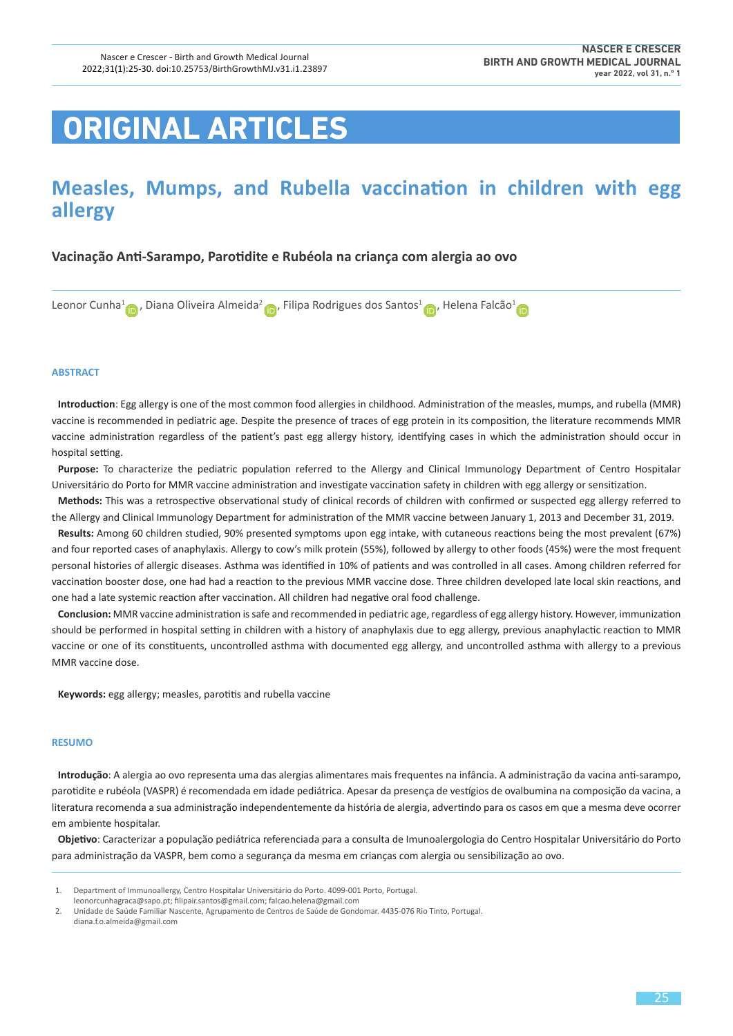# ORIGINAL ARTICLES

# Measles, Mumps, and Rubella vaccination in children with egg allergy

## Vacinação Anti-Sarampo, Parotidite e Rubéola na criança com alergia ao ovo

Leonor Cunha[1], Diana Oliveira Almeida[2], Filipa Rodrigues dos Santos[1], Helena Falcão[1]

### ABSTRACT

**Introduction**: Egg allergy is one of the most common food allergies in childhood. Administration of the measles, mumps, and rubella (MMR) vaccine is recommended in pediatric age. Despite the presence of traces of egg protein in its composition, the literature recommends MMR vaccine administration regardless of the patient's past egg allergy history, identifying cases in which the administration should occur in hospital setting.

**Purpose:** To characterize the pediatric population referred to the Allergy and Clinical Immunology Department of Centro Hospitalar Universitário do Porto for MMR vaccine administration and investigate vaccination safety in children with egg allergy or sensitization.

**Methods:** This was a retrospective observational study of clinical records of children with confirmed or suspected egg allergy referred to the Allergy and Clinical Immunology Department for administration of the MMR vaccine between January 1, 2013 and December 31, 2019.

**Results:** Among 60 children studied, 90% presented symptoms upon egg intake, with cutaneous reactions being the most prevalent (67%) and four reported cases of anaphylaxis. Allergy to cow's milk protein (55%), followed by allergy to other foods (45%) were the most frequent personal histories of allergic diseases. Asthma was identified in 10% of patients and was controlled in all cases. Among children referred for vaccination booster dose, one had had a reaction to the previous MMR vaccine dose. Three children developed late local skin reactions, and one had a late systemic reaction after vaccination. All children had negative oral food challenge.

**Conclusion:** MMR vaccine administration is safe and recommended in pediatric age, regardless of egg allergy history. However, immunization should be performed in hospital setting in children with a history of anaphylaxis due to egg allergy, previous anaphylactic reaction to MMR vaccine or one of its constituents, uncontrolled asthma with documented egg allergy, and uncontrolled asthma with allergy to a previous MMR vaccine dose.

**Keywords:** egg allergy; measles, parotitis and rubella vaccine

### RESUMO

**Introdução**: A alergia ao ovo representa uma das alergias alimentares mais frequentes na infância. A administração da vacina anti-sarampo, parotidite e rubéola (VASPR) é recomendada em idade pediátrica. Apesar da presença de vestígios de ovalbumina na composição da vacina, a literatura recomenda a sua administração independentemente da história de alergia, advertindo para os casos em que a mesma deve ocorrer em ambiente hospitalar.

**Objetivo**: Caracterizar a população pediátrica referenciada para a consulta de Imunoalergologia do Centro Hospitalar Universitário do Porto para administração da VASPR, bem como a segurança da mesma em crianças com alergia ou sensibilização ao ovo.

---

1. Department of Immunoallergy, Centro Hospitalar Universitário do Porto. 4099-001 Porto, Portugal. leonorcunhagraca@sapo.pt; filipair.santos@gmail.com; falcao.helena@gmail.com
2. Unidade de Saúde Familiar Nascente, Agrupamento de Centros de Saúde de Gondomar. 4435-076 Rio Tinto, Portugal. diana.f.o.almeida@gmail.com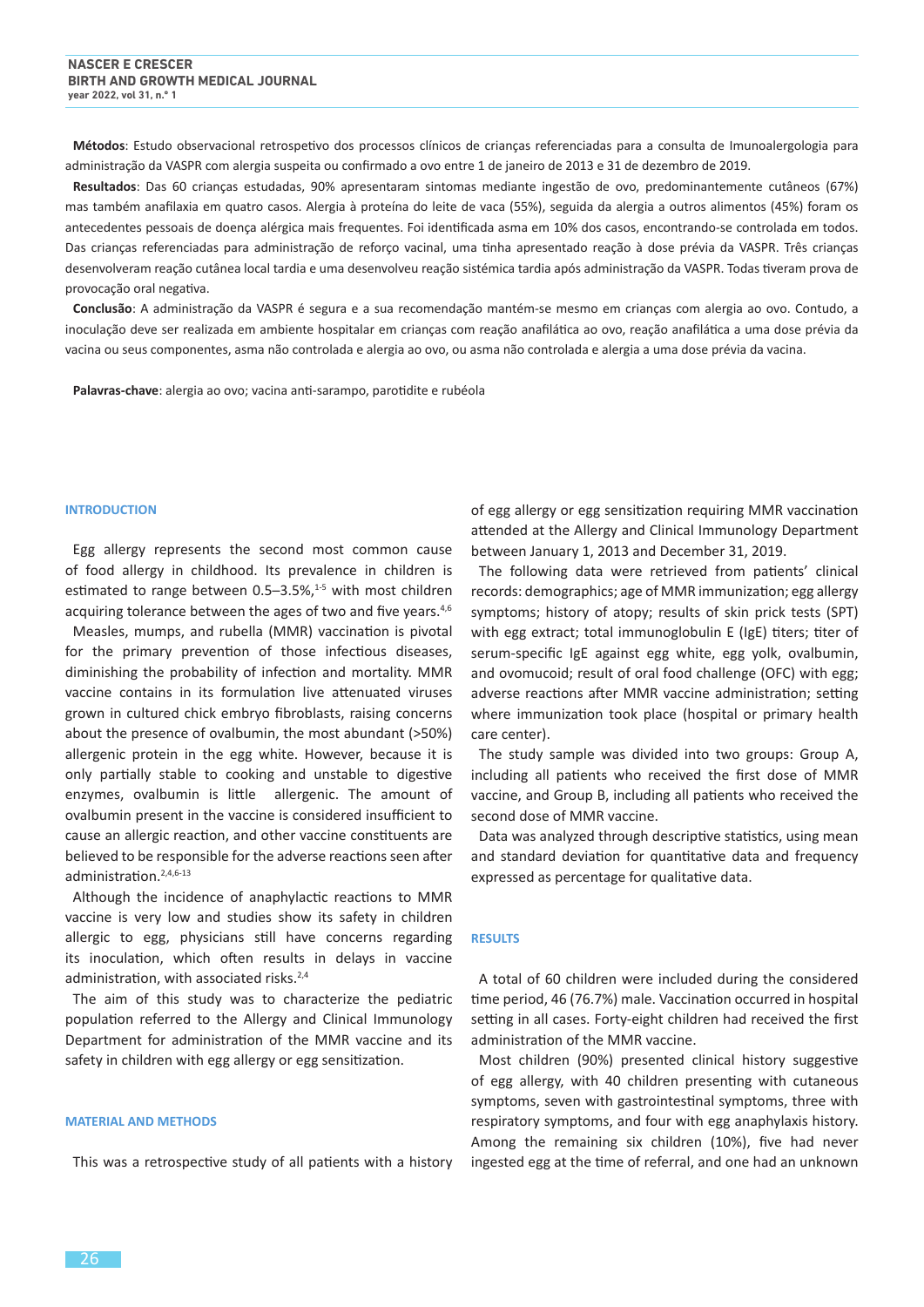**Métodos**: Estudo observacional retrospetivo dos processos clínicos de crianças referenciadas para a consulta de Imunoalergologia para administração da VASPR com alergia suspeita ou confirmado a ovo entre 1 de janeiro de 2013 e 31 de dezembro de 2019.

**Resultados**: Das 60 crianças estudadas, 90% apresentaram sintomas mediante ingestão de ovo, predominantemente cutâneos (67%) mas também anafilaxia em quatro casos. Alergia à proteína do leite de vaca (55%), seguida da alergia a outros alimentos (45%) foram os antecedentes pessoais de doença alérgica mais frequentes. Foi identificada asma em 10% dos casos, encontrando-se controlada em todos. Das crianças referenciadas para administração de reforço vacinal, uma tinha apresentado reação à dose prévia da VASPR. Três crianças desenvolveram reação cutânea local tardia e uma desenvolveu reação sistémica tardia após administração da VASPR. Todas tiveram prova de provocação oral negativa.

**Conclusão**: A administração da VASPR é segura e a sua recomendação mantém-se mesmo em crianças com alergia ao ovo. Contudo, a inoculação deve ser realizada em ambiente hospitalar em crianças com reação anafilática ao ovo, reação anafilática a uma dose prévia da vacina ou seus componentes, asma não controlada e alergia ao ovo, ou asma não controlada e alergia a uma dose prévia da vacina.

**Palavras-chave**: alergia ao ovo; vacina anti-sarampo, parotidite e rubéola

## INTRODUCTION

Egg allergy represents the second most common cause of food allergy in childhood. Its prevalence in children is estimated to range between 0.5–3.5%,[1-5] with most children acquiring tolerance between the ages of two and five years.[4,6]

Measles, mumps, and rubella (MMR) vaccination is pivotal for the primary prevention of those infectious diseases, diminishing the probability of infection and mortality. MMR vaccine contains in its formulation live attenuated viruses grown in cultured chick embryo fibroblasts, raising concerns about the presence of ovalbumin, the most abundant (>50%) allergenic protein in the egg white. However, because it is only partially stable to cooking and unstable to digestive enzymes, ovalbumin is little allergenic. The amount of ovalbumin present in the vaccine is considered insufficient to cause an allergic reaction, and other vaccine constituents are believed to be responsible for the adverse reactions seen after administration.[2,4,6-13]

Although the incidence of anaphylactic reactions to MMR vaccine is very low and studies show its safety in children allergic to egg, physicians still have concerns regarding its inoculation, which often results in delays in vaccine administration, with associated risks.[2,4]

The aim of this study was to characterize the pediatric population referred to the Allergy and Clinical Immunology Department for administration of the MMR vaccine and its safety in children with egg allergy or egg sensitization.

## MATERIAL AND METHODS

This was a retrospective study of all patients with a history of egg allergy or egg sensitization requiring MMR vaccination attended at the Allergy and Clinical Immunology Department between January 1, 2013 and December 31, 2019.

The following data were retrieved from patients' clinical records: demographics; age of MMR immunization; egg allergy symptoms; history of atopy; results of skin prick tests (SPT) with egg extract; total immunoglobulin E (IgE) titers; titer of serum-specific IgE against egg white, egg yolk, ovalbumin, and ovomucoid; result of oral food challenge (OFC) with egg; adverse reactions after MMR vaccine administration; setting where immunization took place (hospital or primary health care center).

The study sample was divided into two groups: Group A, including all patients who received the first dose of MMR vaccine, and Group B, including all patients who received the second dose of MMR vaccine.

Data was analyzed through descriptive statistics, using mean and standard deviation for quantitative data and frequency expressed as percentage for qualitative data.

## RESULTS

A total of 60 children were included during the considered time period, 46 (76.7%) male. Vaccination occurred in hospital setting in all cases. Forty-eight children had received the first administration of the MMR vaccine.

Most children (90%) presented clinical history suggestive of egg allergy, with 40 children presenting with cutaneous symptoms, seven with gastrointestinal symptoms, three with respiratory symptoms, and four with egg anaphylaxis history. Among the remaining six children (10%), five had never ingested egg at the time of referral, and one had an unknown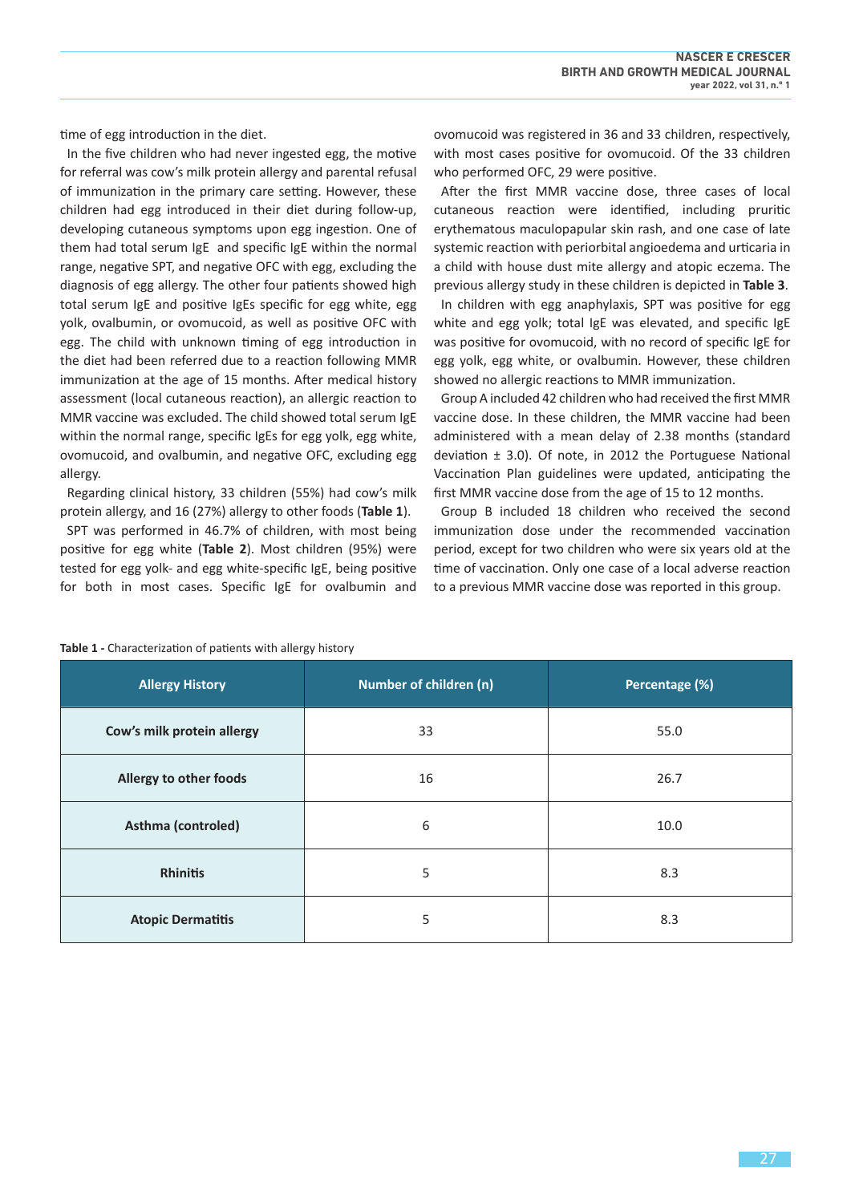time of egg introduction in the diet.

In the five children who had never ingested egg, the motive for referral was cow's milk protein allergy and parental refusal of immunization in the primary care setting. However, these children had egg introduced in their diet during follow-up, developing cutaneous symptoms upon egg ingestion. One of them had total serum IgE and specific IgE within the normal range, negative SPT, and negative OFC with egg, excluding the diagnosis of egg allergy. The other four patients showed high total serum IgE and positive IgEs specific for egg white, egg yolk, ovalbumin, or ovomucoid, as well as positive OFC with egg. The child with unknown timing of egg introduction in the diet had been referred due to a reaction following MMR immunization at the age of 15 months. After medical history assessment (local cutaneous reaction), an allergic reaction to MMR vaccine was excluded. The child showed total serum IgE within the normal range, specific IgEs for egg yolk, egg white, ovomucoid, and ovalbumin, and negative OFC, excluding egg allergy.

Regarding clinical history, 33 children (55%) had cow's milk protein allergy, and 16 (27%) allergy to other foods (**Table 1**).

SPT was performed in 46.7% of children, with most being positive for egg white (**Table 2**). Most children (95%) were tested for egg yolk- and egg white-specific IgE, being positive for both in most cases. Specific IgE for ovalbumin and ovomucoid was registered in 36 and 33 children, respectively, with most cases positive for ovomucoid. Of the 33 children who performed OFC, 29 were positive.

After the first MMR vaccine dose, three cases of local cutaneous reaction were identified, including pruritic erythematous maculopapular skin rash, and one case of late systemic reaction with periorbital angioedema and urticaria in a child with house dust mite allergy and atopic eczema. The previous allergy study in these children is depicted in **Table 3**.

In children with egg anaphylaxis, SPT was positive for egg white and egg yolk; total IgE was elevated, and specific IgE was positive for ovomucoid, with no record of specific IgE for egg yolk, egg white, or ovalbumin. However, these children showed no allergic reactions to MMR immunization.

Group A included 42 children who had received the first MMR vaccine dose. In these children, the MMR vaccine had been administered with a mean delay of 2.38 months (standard deviation ± 3.0). Of note, in 2012 the Portuguese National Vaccination Plan guidelines were updated, anticipating the first MMR vaccine dose from the age of 15 to 12 months.

Group B included 18 children who received the second immunization dose under the recommended vaccination period, except for two children who were six years old at the time of vaccination. Only one case of a local adverse reaction to a previous MMR vaccine dose was reported in this group.

**Table 1 -** Characterization of patients with allergy history

| Allergy History | Number of children (n) | Percentage (%) |
|---|---|---|
| **Cow's milk protein allergy** | 33 | 55.0 |
| **Allergy to other foods** | 16 | 26.7 |
| **Asthma (controled)** | 6 | 10.0 |
| **Rhinitis** | 5 | 8.3 |
| **Atopic Dermatitis** | 5 | 8.3 |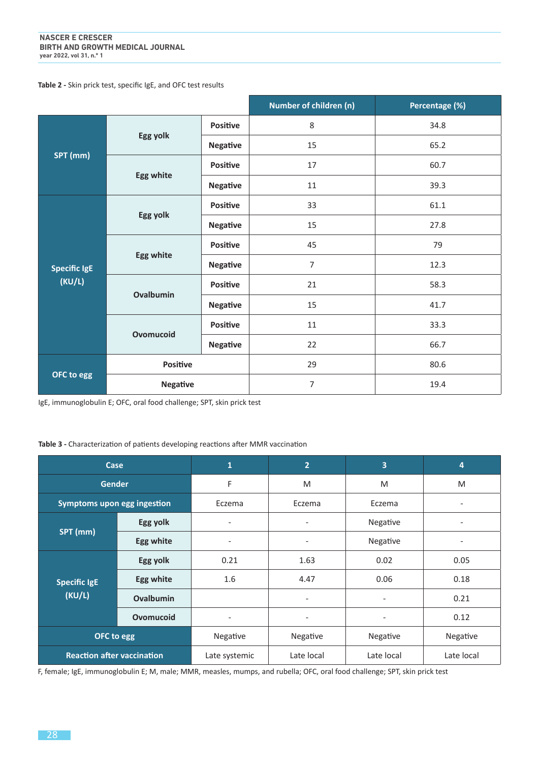**Table 2 -** Skin prick test, specific IgE, and OFC test results

| | | | Number of children (n) | Percentage (%) |
|---|---|---|---|---|
| SPT (mm) | Egg yolk | Positive | 8 | 34.8 |
| | | Negative | 15 | 65.2 |
| | Egg white | Positive | 17 | 60.7 |
| | | Negative | 11 | 39.3 |
| Specific IgE (KU/L) | Egg yolk | Positive | 33 | 61.1 |
| | | Negative | 15 | 27.8 |
| | Egg white | Positive | 45 | 79 |
| | | Negative | 7 | 12.3 |
| | Ovalbumin | Positive | 21 | 58.3 |
| | | Negative | 15 | 41.7 |
| | Ovomucoid | Positive | 11 | 33.3 |
| | | Negative | 22 | 66.7 |
| OFC to egg | Positive | | 29 | 80.6 |
| | Negative | | 7 | 19.4 |

IgE, immunoglobulin E; OFC, oral food challenge; SPT, skin prick test

**Table 3 -** Characterization of patients developing reactions after MMR vaccination

| Case | | 1 | 2 | 3 | 4 |
|---|---|---|---|---|---|
| Gender | | F | M | M | M |
| Symptoms upon egg ingestion | | Eczema | Eczema | Eczema | - |
| SPT (mm) | Egg yolk | - | - | Negative | - |
| | Egg white | - | - | Negative | - |
| Specific IgE (KU/L) | Egg yolk | 0.21 | 1.63 | 0.02 | 0.05 |
| | Egg white | 1.6 | 4.47 | 0.06 | 0.18 |
| | Ovalbumin | | - | - | 0.21 |
| | Ovomucoid | - | - | - | 0.12 |
| OFC to egg | | Negative | Negative | Negative | Negative |
| Reaction after vaccination | | Late systemic | Late local | Late local | Late local |

F, female; IgE, immunoglobulin E; M, male; MMR, measles, mumps, and rubella; OFC, oral food challenge; SPT, skin prick test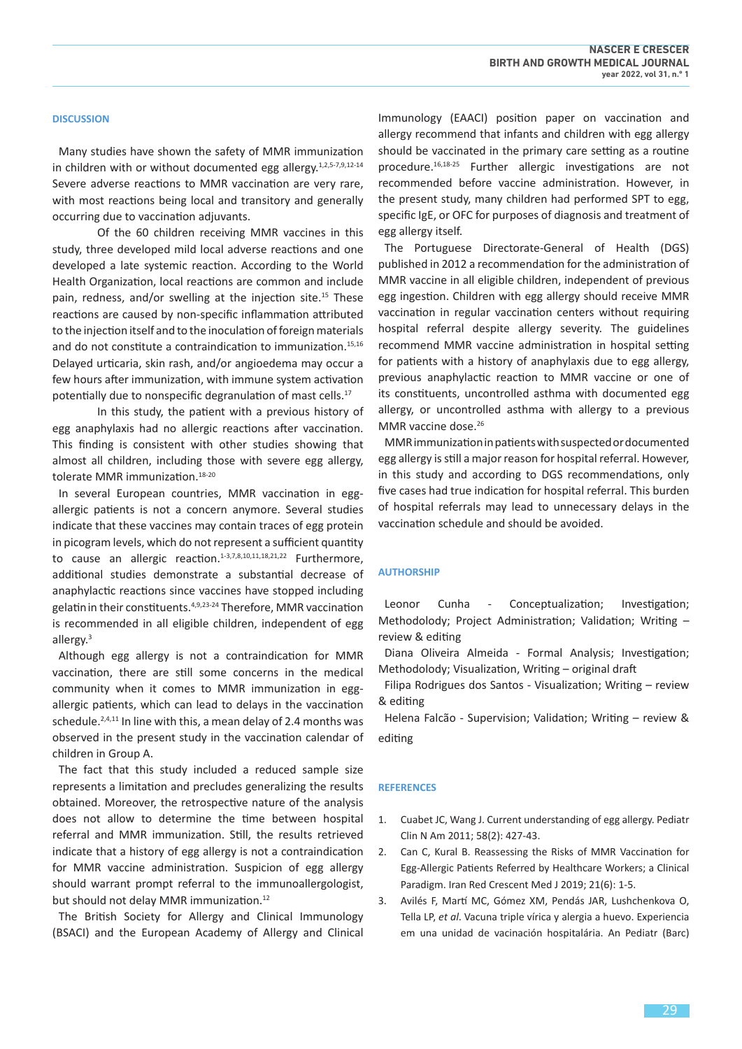## DISCUSSION

Many studies have shown the safety of MMR immunization in children with or without documented egg allergy.[1,2,5-7,9,12-14] Severe adverse reactions to MMR vaccination are very rare, with most reactions being local and transitory and generally occurring due to vaccination adjuvants.

Of the 60 children receiving MMR vaccines in this study, three developed mild local adverse reactions and one developed a late systemic reaction. According to the World Health Organization, local reactions are common and include pain, redness, and/or swelling at the injection site.[15] These reactions are caused by non-specific inflammation attributed to the injection itself and to the inoculation of foreign materials and do not constitute a contraindication to immunization.[15,16] Delayed urticaria, skin rash, and/or angioedema may occur a few hours after immunization, with immune system activation potentially due to nonspecific degranulation of mast cells.[17]

In this study, the patient with a previous history of egg anaphylaxis had no allergic reactions after vaccination. This finding is consistent with other studies showing that almost all children, including those with severe egg allergy, tolerate MMR immunization.[18-20]

In several European countries, MMR vaccination in egg-allergic patients is not a concern anymore. Several studies indicate that these vaccines may contain traces of egg protein in picogram levels, which do not represent a sufficient quantity to cause an allergic reaction.[1-3,7,8,10,11,18,21,22] Furthermore, additional studies demonstrate a substantial decrease of anaphylactic reactions since vaccines have stopped including gelatin in their constituents.[4,9,23-24] Therefore, MMR vaccination is recommended in all eligible children, independent of egg allergy.[3]

Although egg allergy is not a contraindication for MMR vaccination, there are still some concerns in the medical community when it comes to MMR immunization in egg-allergic patients, which can lead to delays in the vaccination schedule.[2,4,11] In line with this, a mean delay of 2.4 months was observed in the present study in the vaccination calendar of children in Group A.

The fact that this study included a reduced sample size represents a limitation and precludes generalizing the results obtained. Moreover, the retrospective nature of the analysis does not allow to determine the time between hospital referral and MMR immunization. Still, the results retrieved indicate that a history of egg allergy is not a contraindication for MMR vaccine administration. Suspicion of egg allergy should warrant prompt referral to the immunoallergologist, but should not delay MMR immunization.[12]

The British Society for Allergy and Clinical Immunology (BSACI) and the European Academy of Allergy and Clinical Immunology (EAACI) position paper on vaccination and allergy recommend that infants and children with egg allergy should be vaccinated in the primary care setting as a routine procedure.[16,18-25] Further allergic investigations are not recommended before vaccine administration. However, in the present study, many children had performed SPT to egg, specific IgE, or OFC for purposes of diagnosis and treatment of egg allergy itself.

The Portuguese Directorate-General of Health (DGS) published in 2012 a recommendation for the administration of MMR vaccine in all eligible children, independent of previous egg ingestion. Children with egg allergy should receive MMR vaccination in regular vaccination centers without requiring hospital referral despite allergy severity. The guidelines recommend MMR vaccine administration in hospital setting for patients with a history of anaphylaxis due to egg allergy, previous anaphylactic reaction to MMR vaccine or one of its constituents, uncontrolled asthma with documented egg allergy, or uncontrolled asthma with allergy to a previous MMR vaccine dose.[26]

MMR immunization in patients with suspected or documented egg allergy is still a major reason for hospital referral. However, in this study and according to DGS recommendations, only five cases had true indication for hospital referral. This burden of hospital referrals may lead to unnecessary delays in the vaccination schedule and should be avoided.

## AUTHORSHIP

Leonor Cunha - Conceptualization; Investigation; Methodolody; Project Administration; Validation; Writing – review & editing

Diana Oliveira Almeida - Formal Analysis; Investigation; Methodolody; Visualization, Writing – original draft

Filipa Rodrigues dos Santos - Visualization; Writing – review & editing

Helena Falcão - Supervision; Validation; Writing – review & editing

## REFERENCES

1. Cuabet JC, Wang J. Current understanding of egg allergy. Pediatr Clin N Am 2011; 58(2): 427-43.
2. Can C, Kural B. Reassessing the Risks of MMR Vaccination for Egg-Allergic Patients Referred by Healthcare Workers; a Clinical Paradigm. Iran Red Crescent Med J 2019; 21(6): 1-5.
3. Avilés F, Martí MC, Gómez XM, Pendás JAR, Lushchenkova O, Tella LP, *et al.* Vacuna triple vírica y alergia a huevo. Experiencia em una unidad de vacinación hospitalária. An Pediatr (Barc)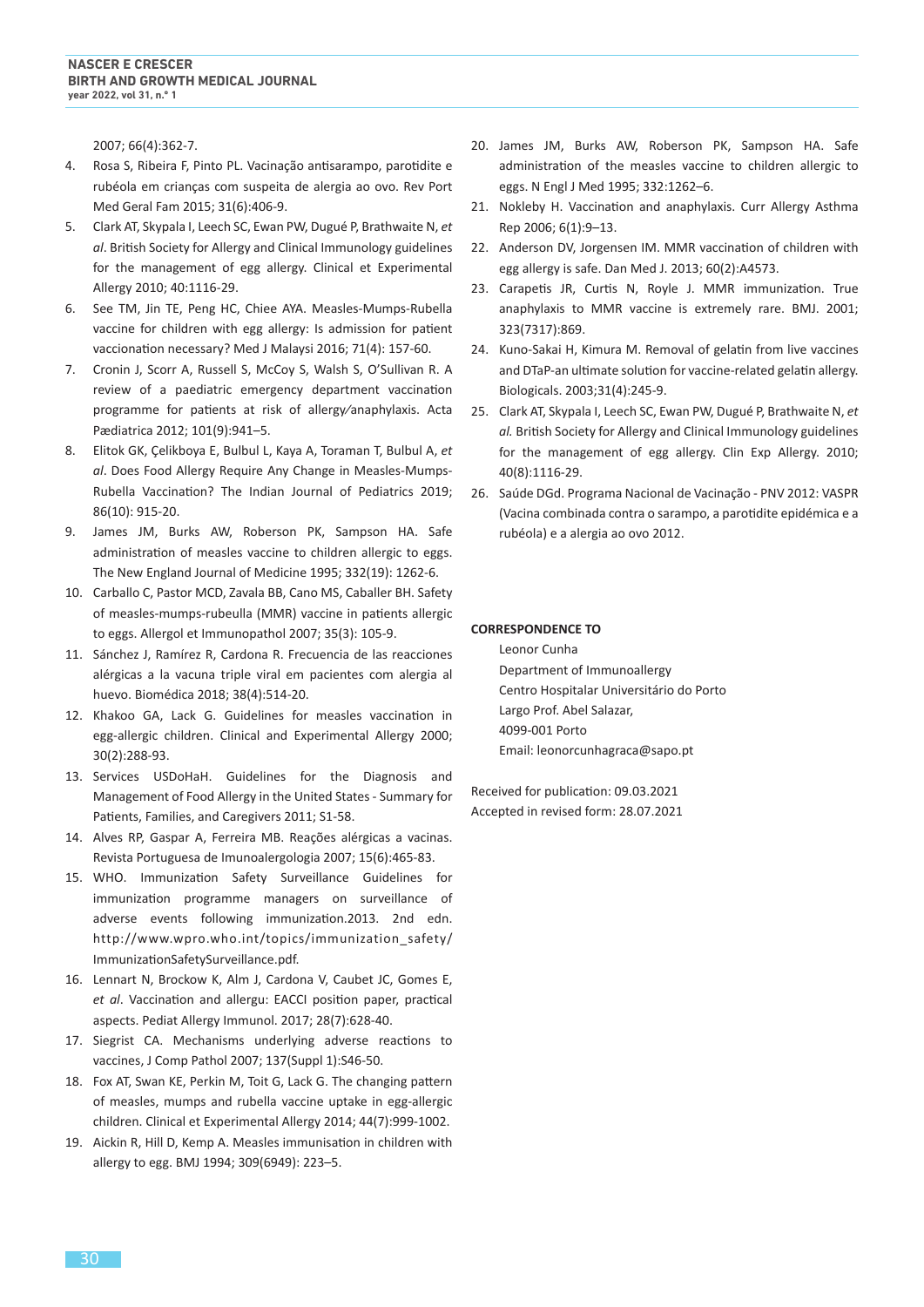2007; 66(4):362-7.

4. Rosa S, Ribeira F, Pinto PL. Vacinação antisarampo, parotidite e rubéola em crianças com suspeita de alergia ao ovo. Rev Port Med Geral Fam 2015; 31(6):406-9.
5. Clark AT, Skypala I, Leech SC, Ewan PW, Dugué P, Brathwaite N, *et al*. British Society for Allergy and Clinical Immunology guidelines for the management of egg allergy. Clinical et Experimental Allergy 2010; 40:1116-29.
6. See TM, Jin TE, Peng HC, Chiee AYA. Measles-Mumps-Rubella vaccine for children with egg allergy: Is admission for patient vaccionation necessary? Med J Malaysi 2016; 71(4): 157-60.
7. Cronin J, Scorr A, Russell S, McCoy S, Walsh S, O'Sullivan R. A review of a paediatric emergency department vaccination programme for patients at risk of allergy/anaphylaxis. Acta Pædiatrica 2012; 101(9):941–5.
8. Elitok GK, Çelikboya E, Bulbul L, Kaya A, Toraman T, Bulbul A, *et al*. Does Food Allergy Require Any Change in Measles-Mumps-Rubella Vaccination? The Indian Journal of Pediatrics 2019; 86(10): 915-20.
9. James JM, Burks AW, Roberson PK, Sampson HA. Safe administration of measles vaccine to children allergic to eggs. The New England Journal of Medicine 1995; 332(19): 1262-6.
10. Carballo C, Pastor MCD, Zavala BB, Cano MS, Caballer BH. Safety of measles-mumps-rubeulla (MMR) vaccine in patients allergic to eggs. Allergol et Immunopathol 2007; 35(3): 105-9.
11. Sánchez J, Ramírez R, Cardona R. Frecuencia de las reacciones alérgicas a la vacuna triple viral em pacientes com alergia al huevo. Biomédica 2018; 38(4):514-20.
12. Khakoo GA, Lack G. Guidelines for measles vaccination in egg-allergic children. Clinical and Experimental Allergy 2000; 30(2):288-93.
13. Services USDoHaH. Guidelines for the Diagnosis and Management of Food Allergy in the United States - Summary for Patients, Families, and Caregivers 2011; S1-58.
14. Alves RP, Gaspar A, Ferreira MB. Reações alérgicas a vacinas. Revista Portuguesa de Imunoalergologia 2007; 15(6):465-83.
15. WHO. Immunization Safety Surveillance Guidelines for immunization programme managers on surveillance of adverse events following immunization.2013. 2nd edn. http://www.wpro.who.int/topics/immunization_safety/ImmunizationSafetySurveillance.pdf.
16. Lennart N, Brockow K, Alm J, Cardona V, Caubet JC, Gomes E, *et al*. Vaccination and allergu: EACCI position paper, practical aspects. Pediat Allergy Immunol. 2017; 28(7):628-40.
17. Siegrist CA. Mechanisms underlying adverse reactions to vaccines, J Comp Pathol 2007; 137(Suppl 1):S46-50.
18. Fox AT, Swan KE, Perkin M, Toit G, Lack G. The changing pattern of measles, mumps and rubella vaccine uptake in egg-allergic children. Clinical et Experimental Allergy 2014; 44(7):999-1002.
19. Aickin R, Hill D, Kemp A. Measles immunisation in children with allergy to egg. BMJ 1994; 309(6949): 223–5.
20. James JM, Burks AW, Roberson PK, Sampson HA. Safe administration of the measles vaccine to children allergic to eggs. N Engl J Med 1995; 332:1262–6.
21. Nokleby H. Vaccination and anaphylaxis. Curr Allergy Asthma Rep 2006; 6(1):9–13.
22. Anderson DV, Jorgensen IM. MMR vaccination of children with egg allergy is safe. Dan Med J. 2013; 60(2):A4573.
23. Carapetis JR, Curtis N, Royle J. MMR immunization. True anaphylaxis to MMR vaccine is extremely rare. BMJ. 2001; 323(7317):869.
24. Kuno-Sakai H, Kimura M. Removal of gelatin from live vaccines and DTaP-an ultimate solution for vaccine-related gelatin allergy. Biologicals. 2003;31(4):245-9.
25. Clark AT, Skypala I, Leech SC, Ewan PW, Dugué P, Brathwaite N, *et al.* British Society for Allergy and Clinical Immunology guidelines for the management of egg allergy. Clin Exp Allergy. 2010; 40(8):1116-29.
26. Saúde DGd. Programa Nacional de Vacinação - PNV 2012: VASPR (Vacina combinada contra o sarampo, a parotidite epidémica e a rubéola) e a alergia ao ovo 2012.

**CORRESPONDENCE TO**

Leonor Cunha
Department of Immunoallergy
Centro Hospitalar Universitário do Porto
Largo Prof. Abel Salazar,
4099-001 Porto
Email: leonorcunhagraca@sapo.pt

Received for publication: 09.03.2021
Accepted in revised form: 28.07.2021